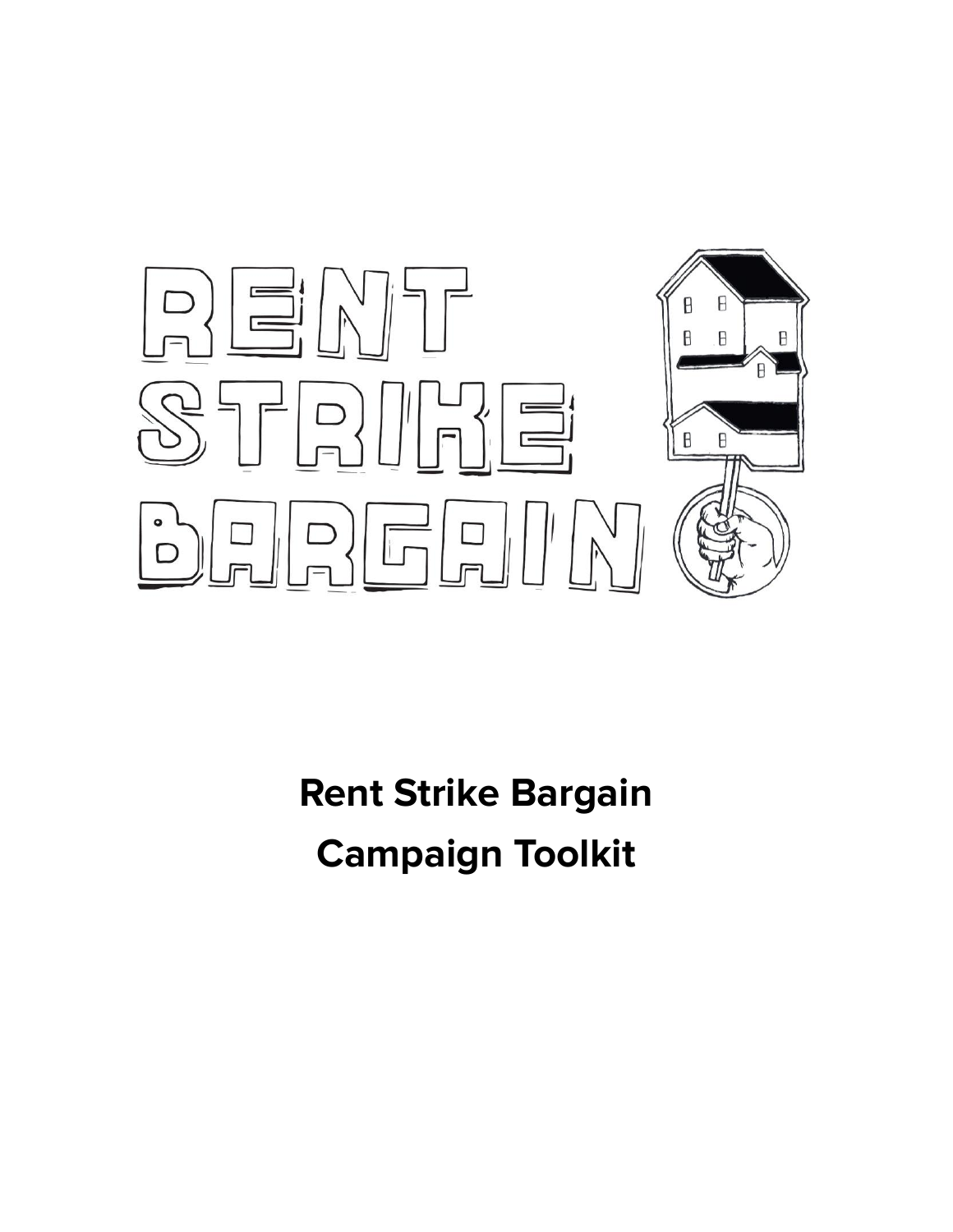RENT STRIKE BARGAIN

# Rent Strike Bargain

# Campaign Toolkit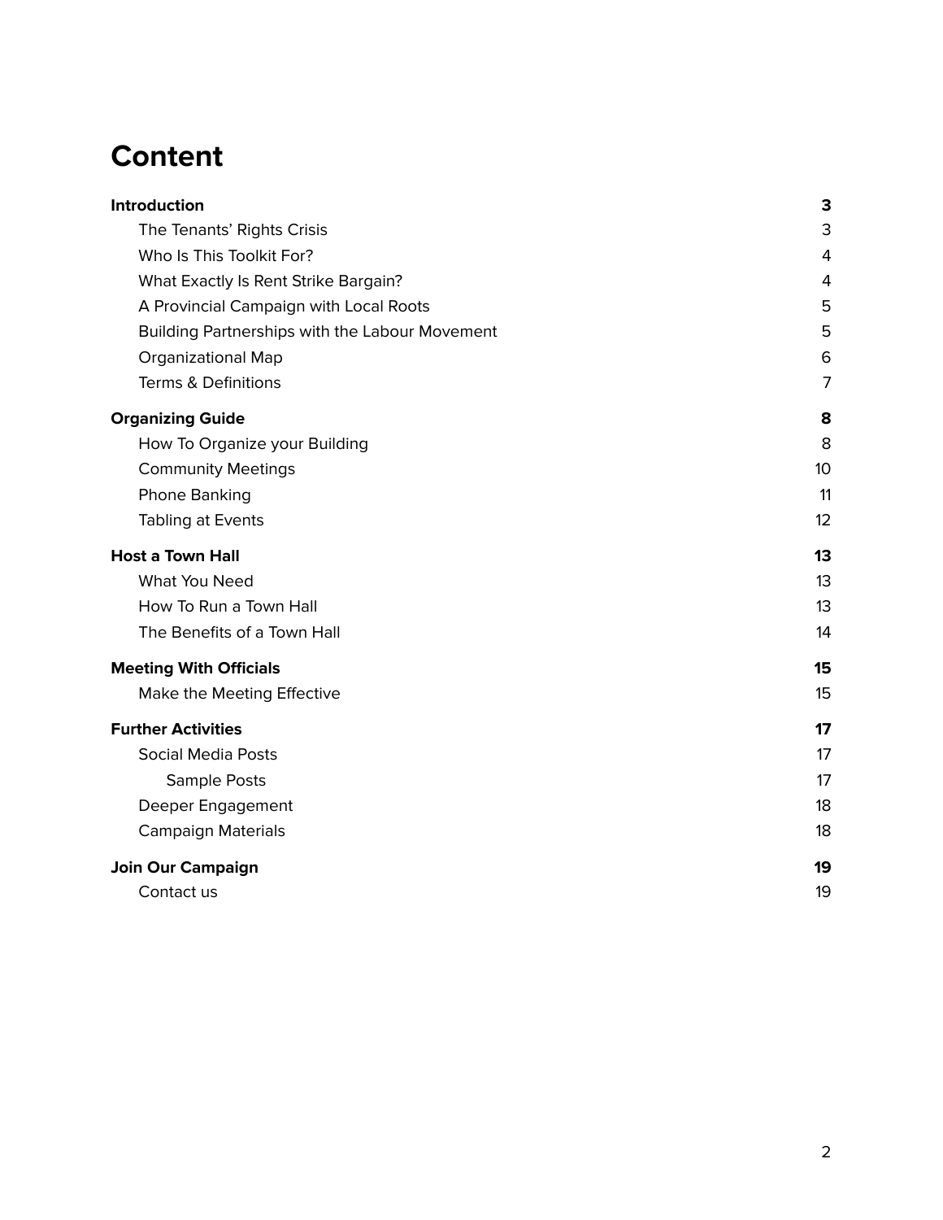# Content

| | |
|---|---|
| **Introduction** | **3** |
| The Tenants' Rights Crisis | 3 |
| Who Is This Toolkit For? | 4 |
| What Exactly Is Rent Strike Bargain? | 4 |
| A Provincial Campaign with Local Roots | 5 |
| Building Partnerships with the Labour Movement | 5 |
| Organizational Map | 6 |
| Terms & Definitions | 7 |
| **Organizing Guide** | **8** |
| How To Organize your Building | 8 |
| Community Meetings | 10 |
| Phone Banking | 11 |
| Tabling at Events | 12 |
| **Host a Town Hall** | **13** |
| What You Need | 13 |
| How To Run a Town Hall | 13 |
| The Benefits of a Town Hall | 14 |
| **Meeting With Officials** | **15** |
| Make the Meeting Effective | 15 |
| **Further Activities** | **17** |
| Social Media Posts | 17 |
| Sample Posts | 17 |
| Deeper Engagement | 18 |
| Campaign Materials | 18 |
| **Join Our Campaign** | **19** |
| Contact us | 19 |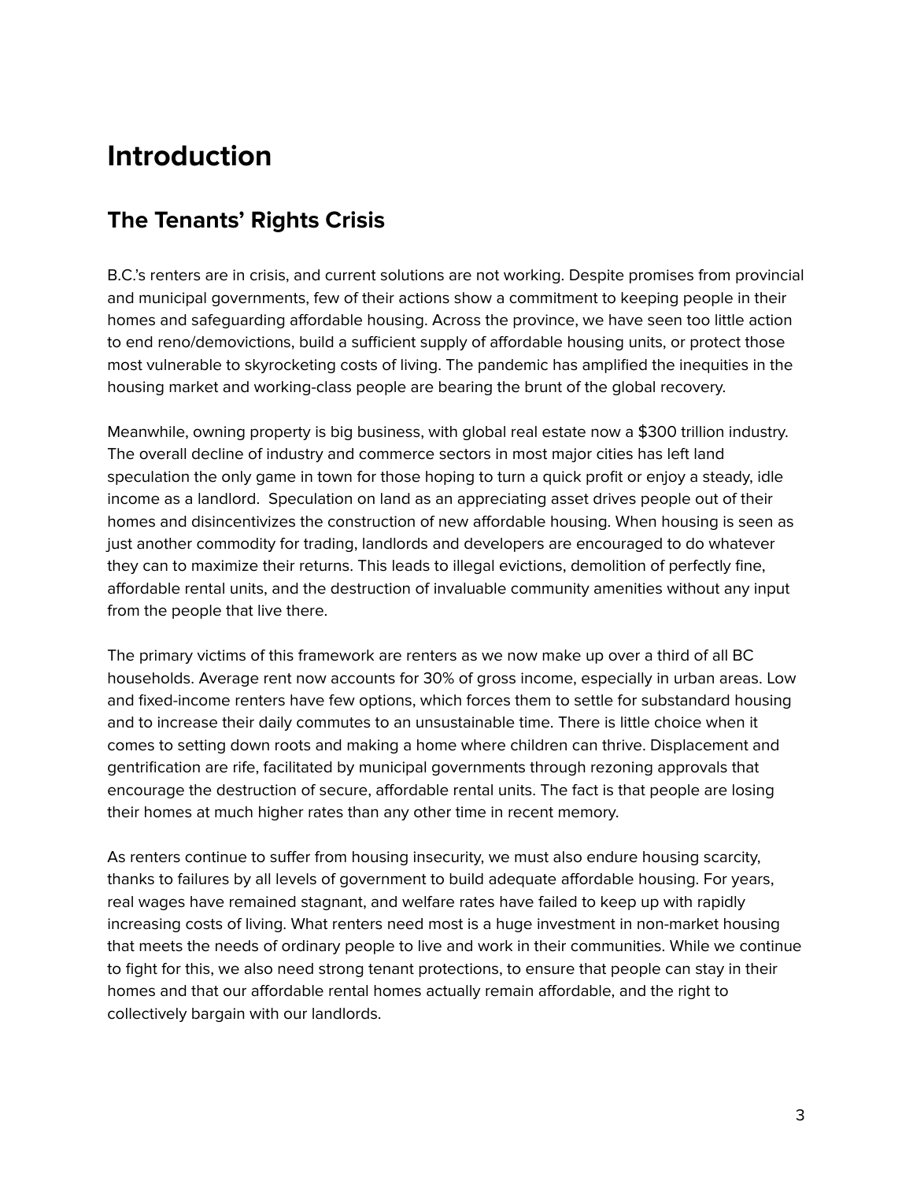# Introduction

## The Tenants' Rights Crisis

B.C.'s renters are in crisis, and current solutions are not working. Despite promises from provincial and municipal governments, few of their actions show a commitment to keeping people in their homes and safeguarding affordable housing. Across the province, we have seen too little action to end reno/demovictions, build a sufficient supply of affordable housing units, or protect those most vulnerable to skyrocketing costs of living. The pandemic has amplified the inequities in the housing market and working-class people are bearing the brunt of the global recovery.

Meanwhile, owning property is big business, with global real estate now a $300 trillion industry. The overall decline of industry and commerce sectors in most major cities has left land speculation the only game in town for those hoping to turn a quick profit or enjoy a steady, idle income as a landlord. Speculation on land as an appreciating asset drives people out of their homes and disincentivizes the construction of new affordable housing. When housing is seen as just another commodity for trading, landlords and developers are encouraged to do whatever they can to maximize their returns. This leads to illegal evictions, demolition of perfectly fine, affordable rental units, and the destruction of invaluable community amenities without any input from the people that live there.

The primary victims of this framework are renters as we now make up over a third of all BC households. Average rent now accounts for 30% of gross income, especially in urban areas. Low and fixed-income renters have few options, which forces them to settle for substandard housing and to increase their daily commutes to an unsustainable time. There is little choice when it comes to setting down roots and making a home where children can thrive. Displacement and gentrification are rife, facilitated by municipal governments through rezoning approvals that encourage the destruction of secure, affordable rental units. The fact is that people are losing their homes at much higher rates than any other time in recent memory.

As renters continue to suffer from housing insecurity, we must also endure housing scarcity, thanks to failures by all levels of government to build adequate affordable housing. For years, real wages have remained stagnant, and welfare rates have failed to keep up with rapidly increasing costs of living. What renters need most is a huge investment in non-market housing that meets the needs of ordinary people to live and work in their communities. While we continue to fight for this, we also need strong tenant protections, to ensure that people can stay in their homes and that our affordable rental homes actually remain affordable, and the right to collectively bargain with our landlords.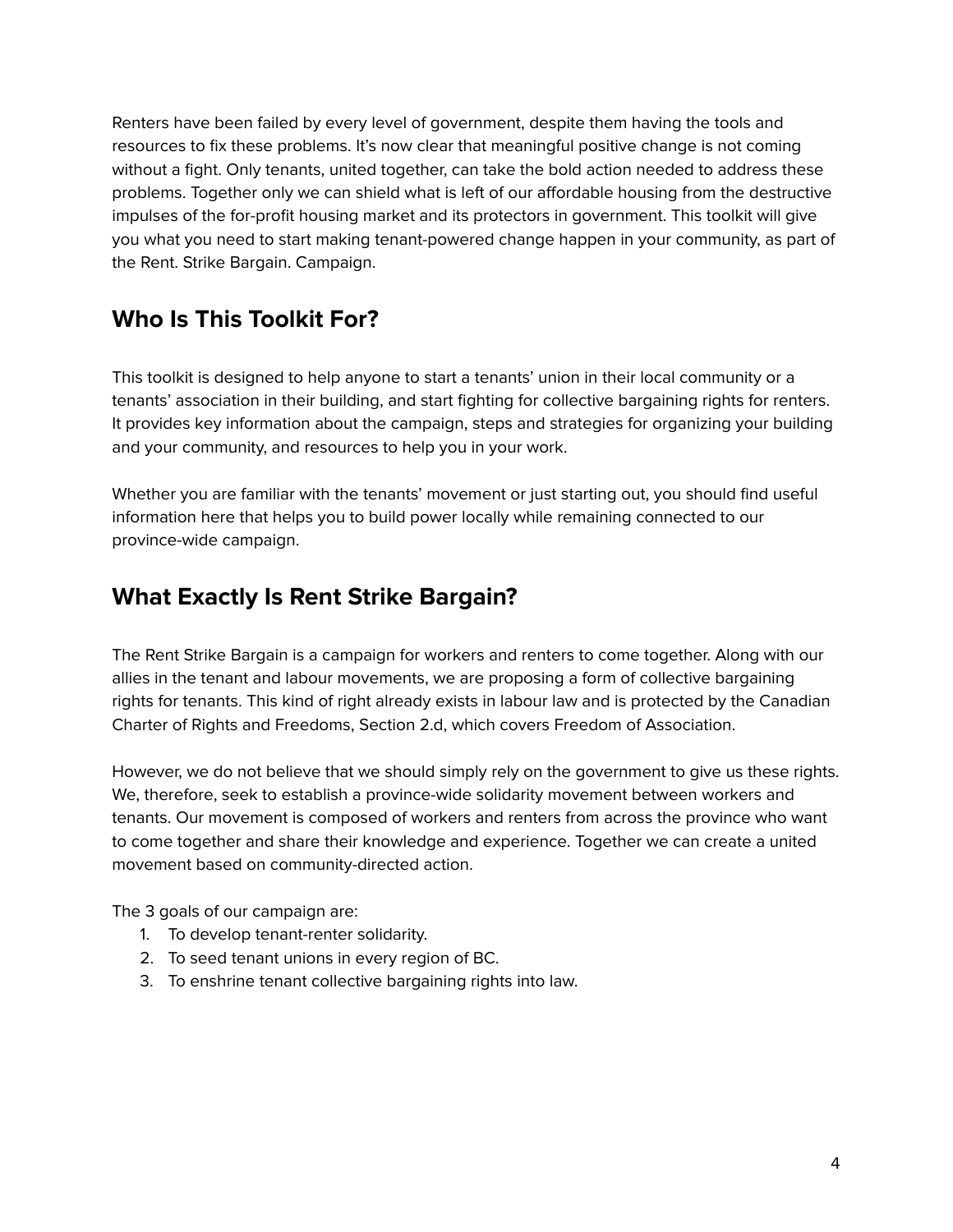Renters have been failed by every level of government, despite them having the tools and resources to fix these problems. It's now clear that meaningful positive change is not coming without a fight. Only tenants, united together, can take the bold action needed to address these problems. Together only we can shield what is left of our affordable housing from the destructive impulses of the for-profit housing market and its protectors in government. This toolkit will give you what you need to start making tenant-powered change happen in your community, as part of the Rent. Strike Bargain. Campaign.

## Who Is This Toolkit For?

This toolkit is designed to help anyone to start a tenants' union in their local community or a tenants' association in their building, and start fighting for collective bargaining rights for renters. It provides key information about the campaign, steps and strategies for organizing your building and your community, and resources to help you in your work.

Whether you are familiar with the tenants' movement or just starting out, you should find useful information here that helps you to build power locally while remaining connected to our province-wide campaign.

## What Exactly Is Rent Strike Bargain?

The Rent Strike Bargain is a campaign for workers and renters to come together. Along with our allies in the tenant and labour movements, we are proposing a form of collective bargaining rights for tenants. This kind of right already exists in labour law and is protected by the Canadian Charter of Rights and Freedoms, Section 2.d, which covers Freedom of Association.

However, we do not believe that we should simply rely on the government to give us these rights. We, therefore, seek to establish a province-wide solidarity movement between workers and tenants. Our movement is composed of workers and renters from across the province who want to come together and share their knowledge and experience. Together we can create a united movement based on community-directed action.

The 3 goals of our campaign are:

1. To develop tenant-renter solidarity.
2. To seed tenant unions in every region of BC.
3. To enshrine tenant collective bargaining rights into law.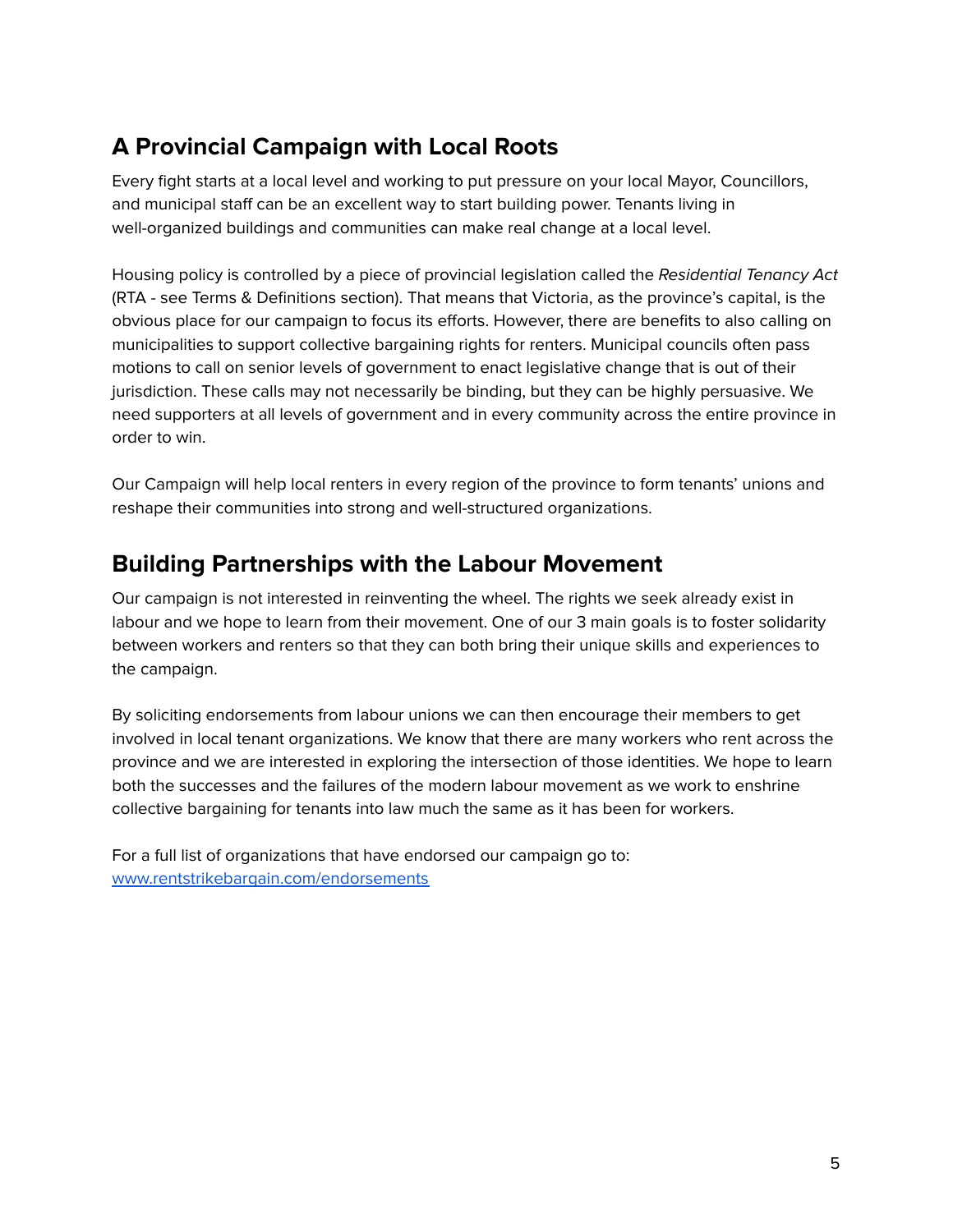## A Provincial Campaign with Local Roots

Every fight starts at a local level and working to put pressure on your local Mayor, Councillors, and municipal staff can be an excellent way to start building power. Tenants living in well-organized buildings and communities can make real change at a local level.

Housing policy is controlled by a piece of provincial legislation called the *Residential Tenancy Act* (RTA - see Terms & Definitions section). That means that Victoria, as the province's capital, is the obvious place for our campaign to focus its efforts. However, there are benefits to also calling on municipalities to support collective bargaining rights for renters. Municipal councils often pass motions to call on senior levels of government to enact legislative change that is out of their jurisdiction. These calls may not necessarily be binding, but they can be highly persuasive. We need supporters at all levels of government and in every community across the entire province in order to win.

Our Campaign will help local renters in every region of the province to form tenants' unions and reshape their communities into strong and well-structured organizations.

## Building Partnerships with the Labour Movement

Our campaign is not interested in reinventing the wheel. The rights we seek already exist in labour and we hope to learn from their movement. One of our 3 main goals is to foster solidarity between workers and renters so that they can both bring their unique skills and experiences to the campaign.

By soliciting endorsements from labour unions we can then encourage their members to get involved in local tenant organizations. We know that there are many workers who rent across the province and we are interested in exploring the intersection of those identities. We hope to learn both the successes and the failures of the modern labour movement as we work to enshrine collective bargaining for tenants into law much the same as it has been for workers.

For a full list of organizations that have endorsed our campaign go to: [www.rentstrikebargain.com/endorsements](http://www.rentstrikebargain.com/endorsements)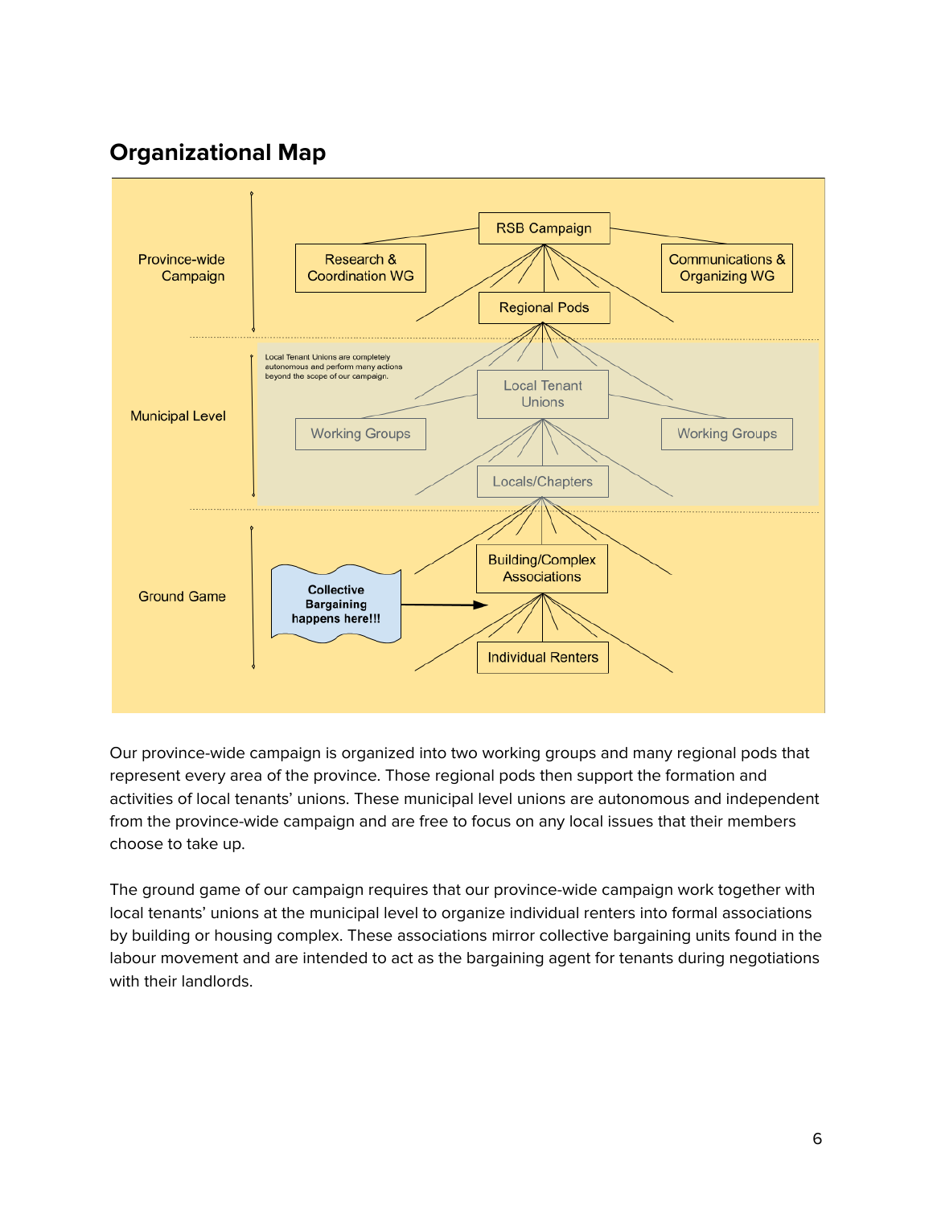## Organizational Map

Province-wide Campaign

RSB Campaign

Research & Coordination WG

Communications & Organizing WG

Regional Pods

Municipal Level

Local Tenant Unions are completely autonomous and perform many actions beyond the scope of our campaign.

Local Tenant Unions

Working Groups

Working Groups

Locals/Chapters

Ground Game

Collective Bargaining happens here!!!

Building/Complex Associations

Individual Renters

Our province-wide campaign is organized into two working groups and many regional pods that represent every area of the province. Those regional pods then support the formation and activities of local tenants' unions. These municipal level unions are autonomous and independent from the province-wide campaign and are free to focus on any local issues that their members choose to take up.

The ground game of our campaign requires that our province-wide campaign work together with local tenants' unions at the municipal level to organize individual renters into formal associations by building or housing complex. These associations mirror collective bargaining units found in the labour movement and are intended to act as the bargaining agent for tenants during negotiations with their landlords.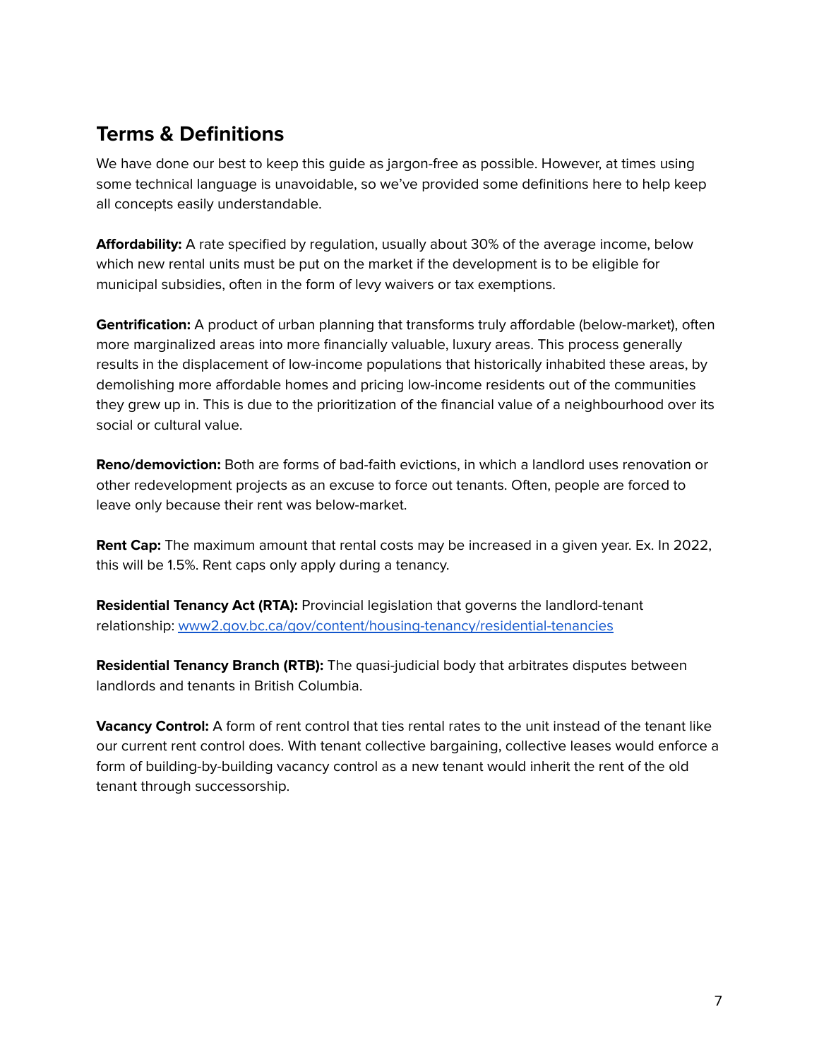## Terms & Definitions

We have done our best to keep this guide as jargon-free as possible. However, at times using some technical language is unavoidable, so we've provided some definitions here to help keep all concepts easily understandable.

**Affordability:** A rate specified by regulation, usually about 30% of the average income, below which new rental units must be put on the market if the development is to be eligible for municipal subsidies, often in the form of levy waivers or tax exemptions.

**Gentrification:** A product of urban planning that transforms truly affordable (below-market), often more marginalized areas into more financially valuable, luxury areas. This process generally results in the displacement of low-income populations that historically inhabited these areas, by demolishing more affordable homes and pricing low-income residents out of the communities they grew up in. This is due to the prioritization of the financial value of a neighbourhood over its social or cultural value.

**Reno/demoviction:** Both are forms of bad-faith evictions, in which a landlord uses renovation or other redevelopment projects as an excuse to force out tenants. Often, people are forced to leave only because their rent was below-market.

**Rent Cap:** The maximum amount that rental costs may be increased in a given year. Ex. In 2022, this will be 1.5%. Rent caps only apply during a tenancy.

**Residential Tenancy Act (RTA):** Provincial legislation that governs the landlord-tenant relationship: [www2.gov.bc.ca/gov/content/housing-tenancy/residential-tenancies](https://www2.gov.bc.ca/gov/content/housing-tenancy/residential-tenancies)

**Residential Tenancy Branch (RTB):** The quasi-judicial body that arbitrates disputes between landlords and tenants in British Columbia.

**Vacancy Control:** A form of rent control that ties rental rates to the unit instead of the tenant like our current rent control does. With tenant collective bargaining, collective leases would enforce a form of building-by-building vacancy control as a new tenant would inherit the rent of the old tenant through successorship.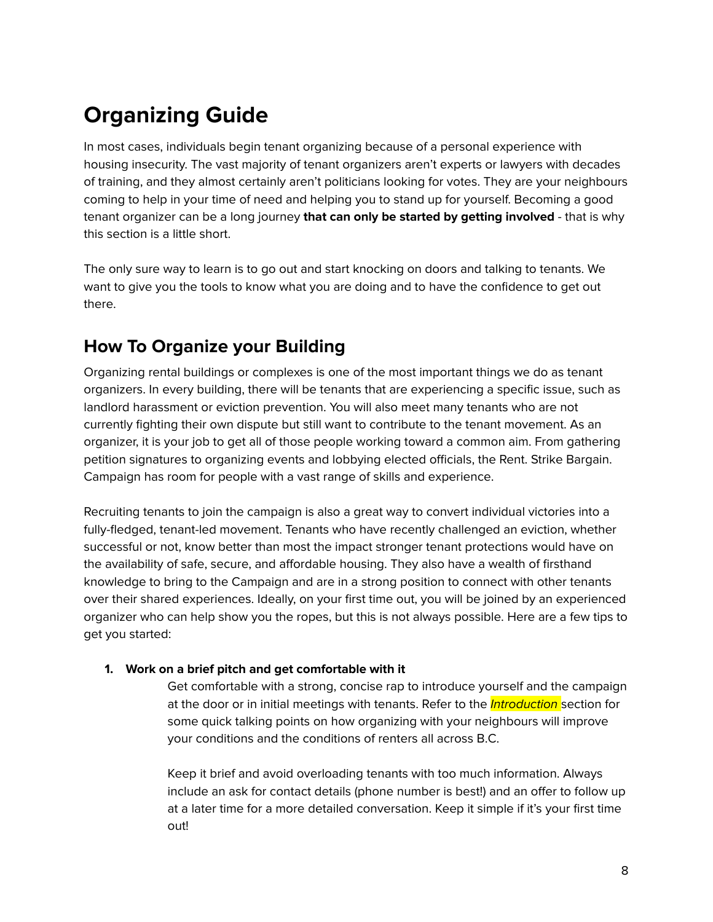# Organizing Guide

In most cases, individuals begin tenant organizing because of a personal experience with housing insecurity. The vast majority of tenant organizers aren't experts or lawyers with decades of training, and they almost certainly aren't politicians looking for votes. They are your neighbours coming to help in your time of need and helping you to stand up for yourself. Becoming a good tenant organizer can be a long journey **that can only be started by getting involved** - that is why this section is a little short.

The only sure way to learn is to go out and start knocking on doors and talking to tenants. We want to give you the tools to know what you are doing and to have the confidence to get out there.

## How To Organize your Building

Organizing rental buildings or complexes is one of the most important things we do as tenant organizers. In every building, there will be tenants that are experiencing a specific issue, such as landlord harassment or eviction prevention. You will also meet many tenants who are not currently fighting their own dispute but still want to contribute to the tenant movement. As an organizer, it is your job to get all of those people working toward a common aim. From gathering petition signatures to organizing events and lobbying elected officials, the Rent. Strike Bargain. Campaign has room for people with a vast range of skills and experience.

Recruiting tenants to join the campaign is also a great way to convert individual victories into a fully-fledged, tenant-led movement. Tenants who have recently challenged an eviction, whether successful or not, know better than most the impact stronger tenant protections would have on the availability of safe, secure, and affordable housing. They also have a wealth of firsthand knowledge to bring to the Campaign and are in a strong position to connect with other tenants over their shared experiences. Ideally, on your first time out, you will be joined by an experienced organizer who can help show you the ropes, but this is not always possible. Here are a few tips to get you started:

1. **Work on a brief pitch and get comfortable with it**

   Get comfortable with a strong, concise rap to introduce yourself and the campaign at the door or in initial meetings with tenants. Refer to the *Introduction* section for some quick talking points on how organizing with your neighbours will improve your conditions and the conditions of renters all across B.C.

   Keep it brief and avoid overloading tenants with too much information. Always include an ask for contact details (phone number is best!) and an offer to follow up at a later time for a more detailed conversation. Keep it simple if it's your first time out!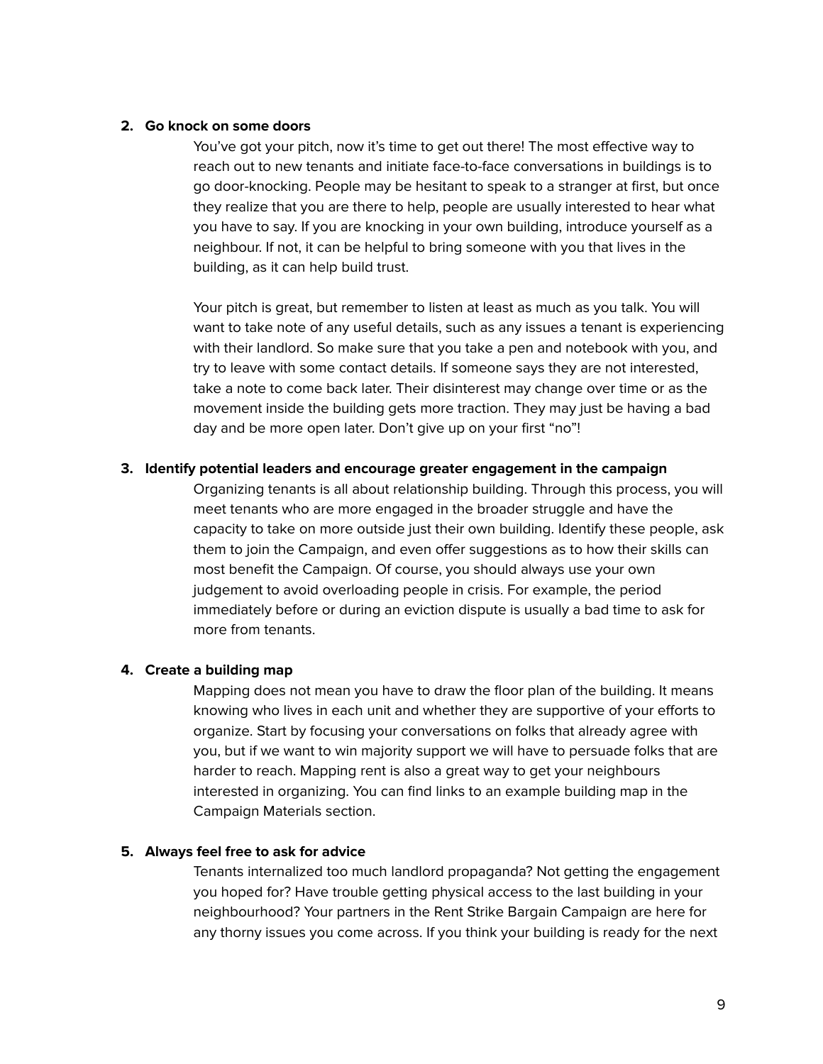2. **Go knock on some doors**

   You've got your pitch, now it's time to get out there! The most effective way to reach out to new tenants and initiate face-to-face conversations in buildings is to go door-knocking. People may be hesitant to speak to a stranger at first, but once they realize that you are there to help, people are usually interested to hear what you have to say. If you are knocking in your own building, introduce yourself as a neighbour. If not, it can be helpful to bring someone with you that lives in the building, as it can help build trust.

   Your pitch is great, but remember to listen at least as much as you talk. You will want to take note of any useful details, such as any issues a tenant is experiencing with their landlord. So make sure that you take a pen and notebook with you, and try to leave with some contact details. If someone says they are not interested, take a note to come back later. Their disinterest may change over time or as the movement inside the building gets more traction. They may just be having a bad day and be more open later. Don't give up on your first "no"!

3. **Identify potential leaders and encourage greater engagement in the campaign**

   Organizing tenants is all about relationship building. Through this process, you will meet tenants who are more engaged in the broader struggle and have the capacity to take on more outside just their own building. Identify these people, ask them to join the Campaign, and even offer suggestions as to how their skills can most benefit the Campaign. Of course, you should always use your own judgement to avoid overloading people in crisis. For example, the period immediately before or during an eviction dispute is usually a bad time to ask for more from tenants.

4. **Create a building map**

   Mapping does not mean you have to draw the floor plan of the building. It means knowing who lives in each unit and whether they are supportive of your efforts to organize. Start by focusing your conversations on folks that already agree with you, but if we want to win majority support we will have to persuade folks that are harder to reach. Mapping rent is also a great way to get your neighbours interested in organizing. You can find links to an example building map in the Campaign Materials section.

5. **Always feel free to ask for advice**

   Tenants internalized too much landlord propaganda? Not getting the engagement you hoped for? Have trouble getting physical access to the last building in your neighbourhood? Your partners in the Rent Strike Bargain Campaign are here for any thorny issues you come across. If you think your building is ready for the next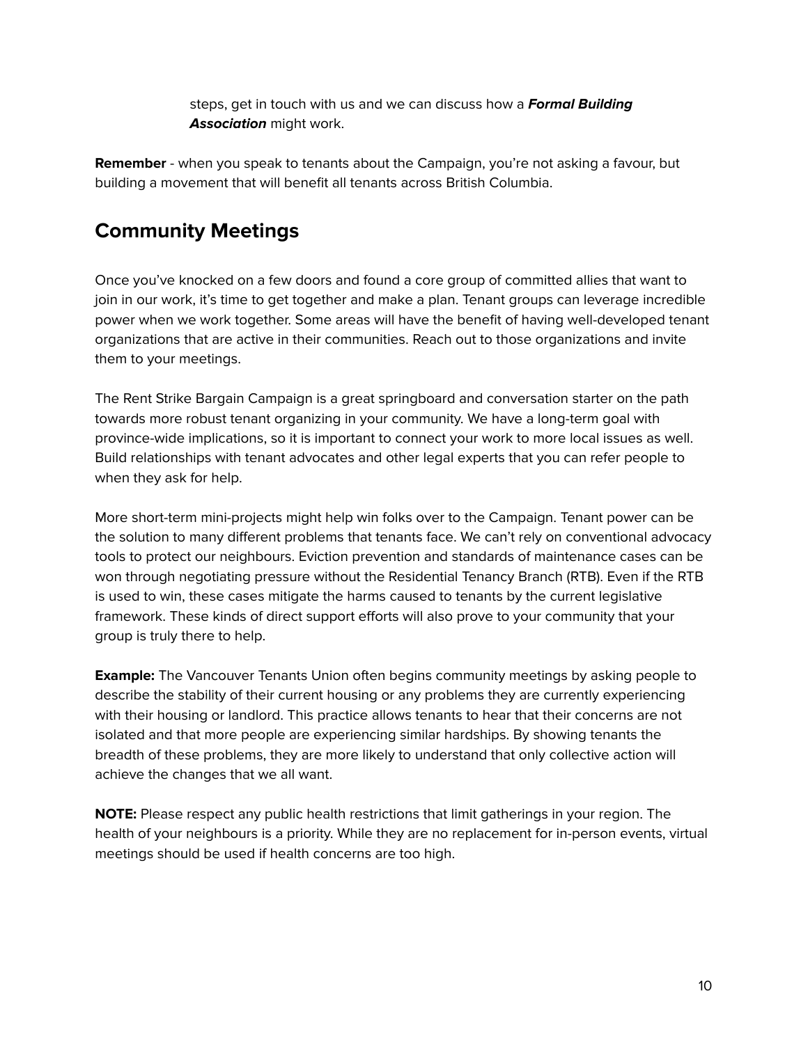steps, get in touch with us and we can discuss how a ***Formal Building Association*** might work.

**Remember** - when you speak to tenants about the Campaign, you're not asking a favour, but building a movement that will benefit all tenants across British Columbia.

## Community Meetings

Once you've knocked on a few doors and found a core group of committed allies that want to join in our work, it's time to get together and make a plan. Tenant groups can leverage incredible power when we work together. Some areas will have the benefit of having well-developed tenant organizations that are active in their communities. Reach out to those organizations and invite them to your meetings.

The Rent Strike Bargain Campaign is a great springboard and conversation starter on the path towards more robust tenant organizing in your community. We have a long-term goal with province-wide implications, so it is important to connect your work to more local issues as well. Build relationships with tenant advocates and other legal experts that you can refer people to when they ask for help.

More short-term mini-projects might help win folks over to the Campaign. Tenant power can be the solution to many different problems that tenants face. We can't rely on conventional advocacy tools to protect our neighbours. Eviction prevention and standards of maintenance cases can be won through negotiating pressure without the Residential Tenancy Branch (RTB). Even if the RTB is used to win, these cases mitigate the harms caused to tenants by the current legislative framework. These kinds of direct support efforts will also prove to your community that your group is truly there to help.

**Example:** The Vancouver Tenants Union often begins community meetings by asking people to describe the stability of their current housing or any problems they are currently experiencing with their housing or landlord. This practice allows tenants to hear that their concerns are not isolated and that more people are experiencing similar hardships. By showing tenants the breadth of these problems, they are more likely to understand that only collective action will achieve the changes that we all want.

**NOTE:** Please respect any public health restrictions that limit gatherings in your region. The health of your neighbours is a priority. While they are no replacement for in-person events, virtual meetings should be used if health concerns are too high.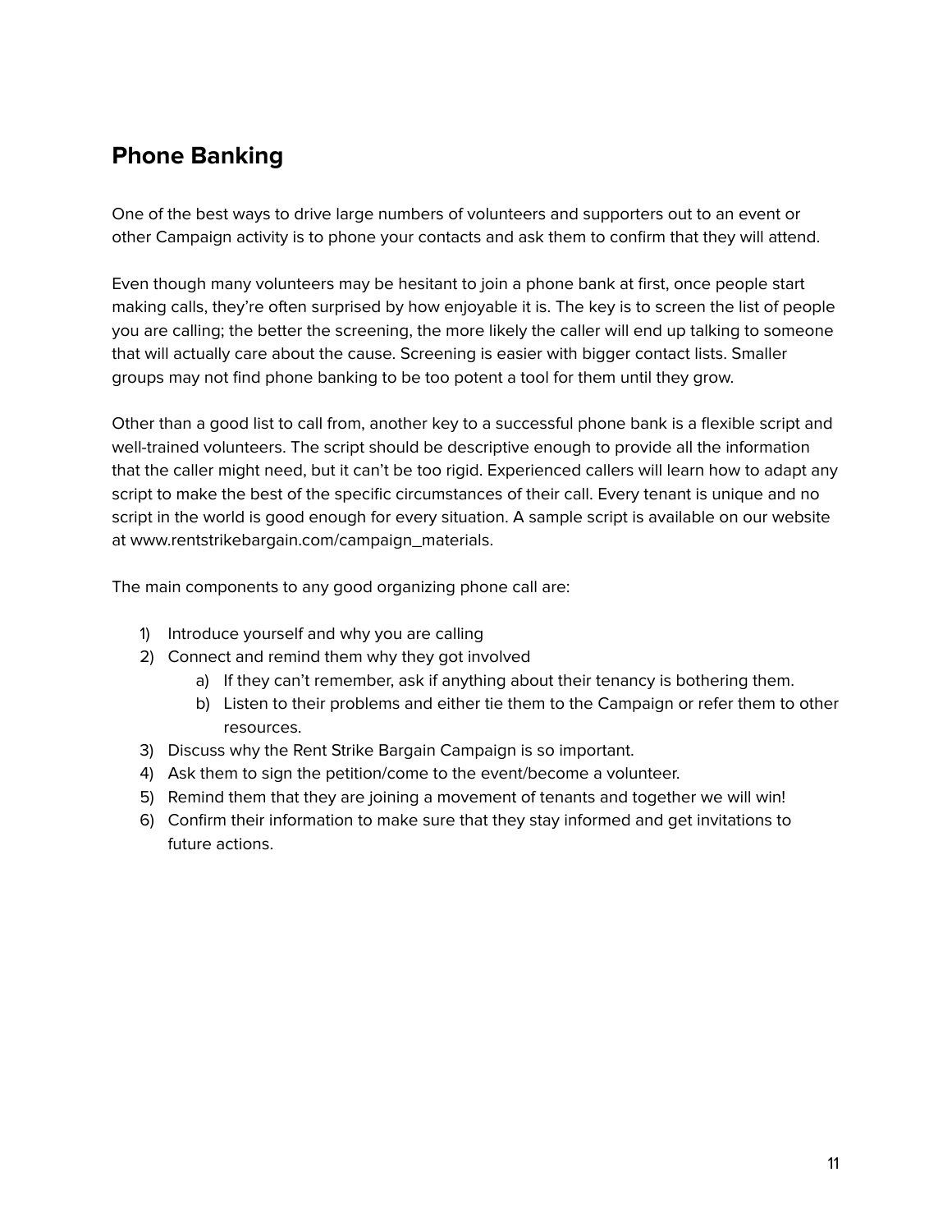## Phone Banking

One of the best ways to drive large numbers of volunteers and supporters out to an event or other Campaign activity is to phone your contacts and ask them to confirm that they will attend.

Even though many volunteers may be hesitant to join a phone bank at first, once people start making calls, they're often surprised by how enjoyable it is. The key is to screen the list of people you are calling; the better the screening, the more likely the caller will end up talking to someone that will actually care about the cause. Screening is easier with bigger contact lists. Smaller groups may not find phone banking to be too potent a tool for them until they grow.

Other than a good list to call from, another key to a successful phone bank is a flexible script and well-trained volunteers. The script should be descriptive enough to provide all the information that the caller might need, but it can't be too rigid. Experienced callers will learn how to adapt any script to make the best of the specific circumstances of their call. Every tenant is unique and no script in the world is good enough for every situation. A sample script is available on our website at www.rentstrikebargain.com/campaign_materials.

The main components to any good organizing phone call are:

1) Introduce yourself and why you are calling
2) Connect and remind them why they got involved
    a) If they can't remember, ask if anything about their tenancy is bothering them.
    b) Listen to their problems and either tie them to the Campaign or refer them to other resources.
3) Discuss why the Rent Strike Bargain Campaign is so important.
4) Ask them to sign the petition/come to the event/become a volunteer.
5) Remind them that they are joining a movement of tenants and together we will win!
6) Confirm their information to make sure that they stay informed and get invitations to future actions.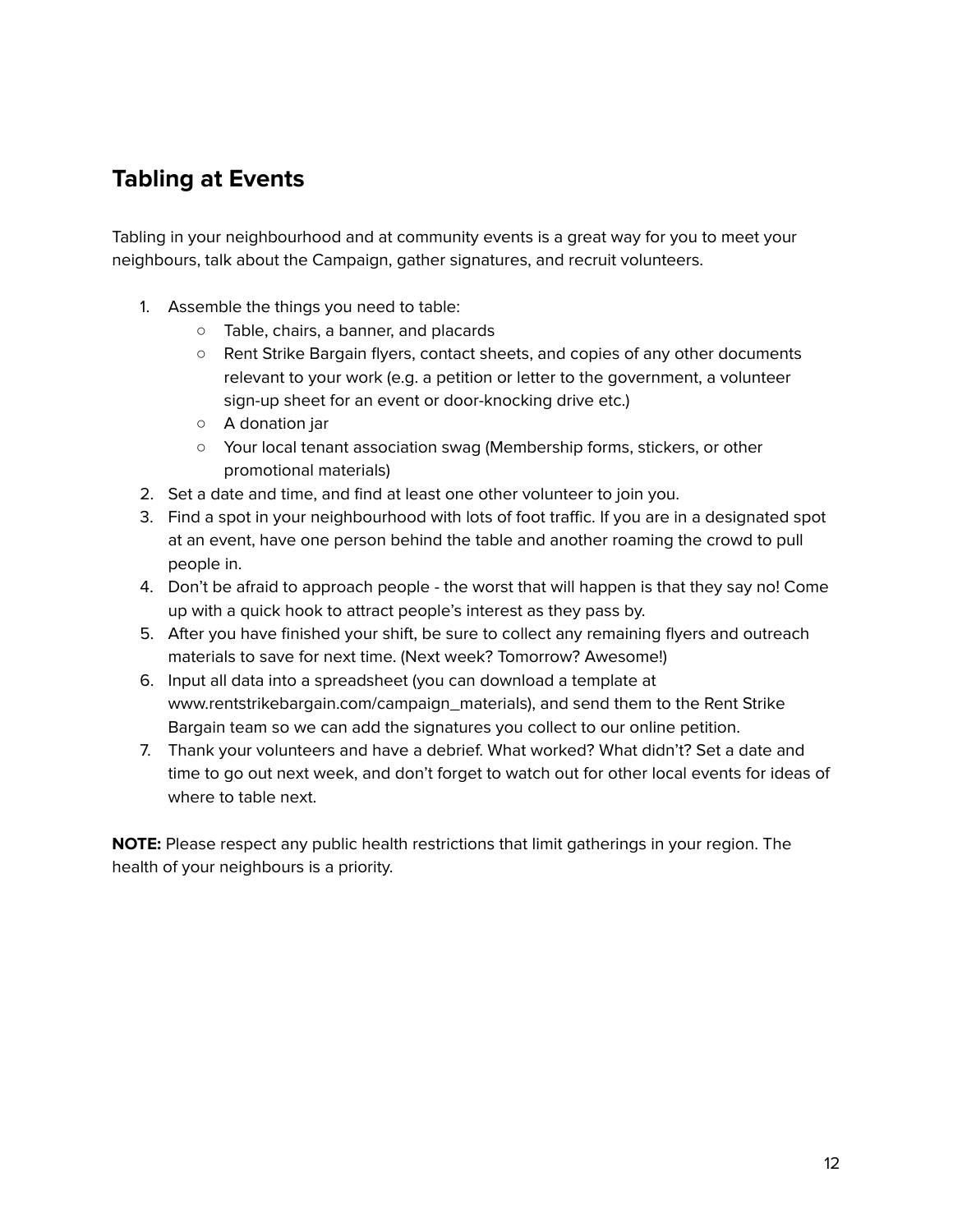## Tabling at Events

Tabling in your neighbourhood and at community events is a great way for you to meet your neighbours, talk about the Campaign, gather signatures, and recruit volunteers.

1. Assemble the things you need to table:
   - Table, chairs, a banner, and placards
   - Rent Strike Bargain flyers, contact sheets, and copies of any other documents relevant to your work (e.g. a petition or letter to the government, a volunteer sign-up sheet for an event or door-knocking drive etc.)
   - A donation jar
   - Your local tenant association swag (Membership forms, stickers, or other promotional materials)
2. Set a date and time, and find at least one other volunteer to join you.
3. Find a spot in your neighbourhood with lots of foot traffic. If you are in a designated spot at an event, have one person behind the table and another roaming the crowd to pull people in.
4. Don't be afraid to approach people - the worst that will happen is that they say no! Come up with a quick hook to attract people's interest as they pass by.
5. After you have finished your shift, be sure to collect any remaining flyers and outreach materials to save for next time. (Next week? Tomorrow? Awesome!)
6. Input all data into a spreadsheet (you can download a template at www.rentstrikebargain.com/campaign_materials), and send them to the Rent Strike Bargain team so we can add the signatures you collect to our online petition.
7. Thank your volunteers and have a debrief. What worked? What didn't? Set a date and time to go out next week, and don't forget to watch out for other local events for ideas of where to table next.

**NOTE:** Please respect any public health restrictions that limit gatherings in your region. The health of your neighbours is a priority.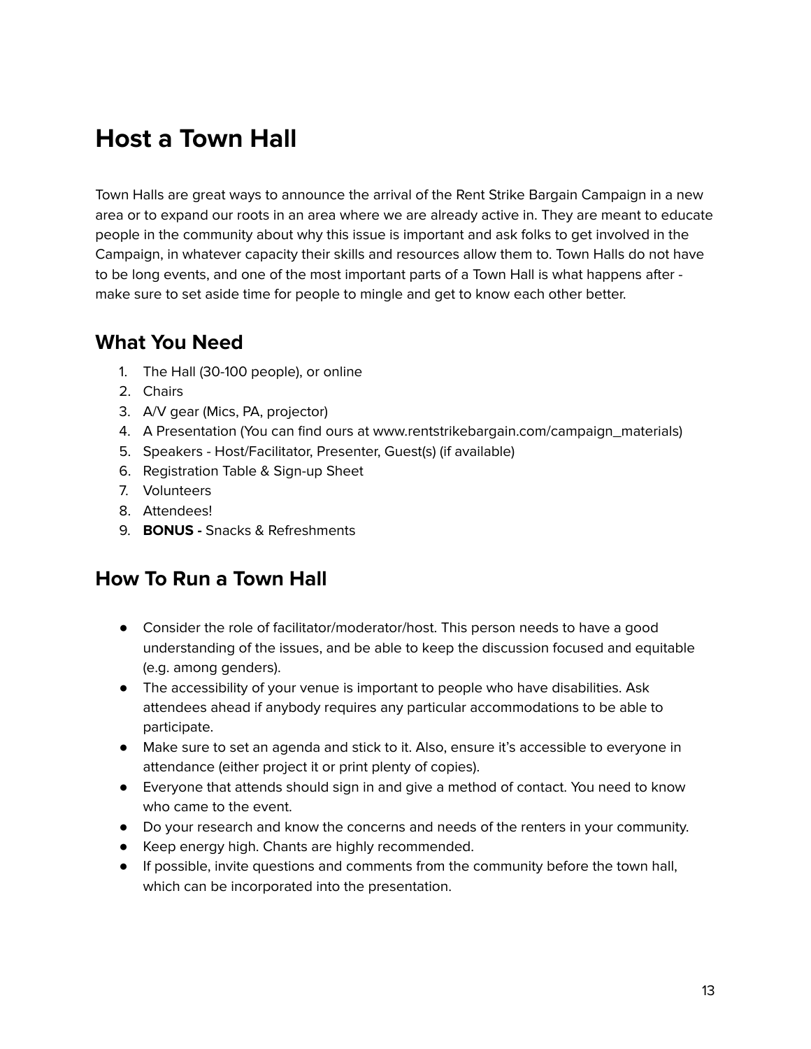# Host a Town Hall

Town Halls are great ways to announce the arrival of the Rent Strike Bargain Campaign in a new area or to expand our roots in an area where we are already active in. They are meant to educate people in the community about why this issue is important and ask folks to get involved in the Campaign, in whatever capacity their skills and resources allow them to. Town Halls do not have to be long events, and one of the most important parts of a Town Hall is what happens after - make sure to set aside time for people to mingle and get to know each other better.

## What You Need

1. The Hall (30-100 people), or online
2. Chairs
3. A/V gear (Mics, PA, projector)
4. A Presentation (You can find ours at www.rentstrikebargain.com/campaign_materials)
5. Speakers - Host/Facilitator, Presenter, Guest(s) (if available)
6. Registration Table & Sign-up Sheet
7. Volunteers
8. Attendees!
9. **BONUS -** Snacks & Refreshments

## How To Run a Town Hall

- Consider the role of facilitator/moderator/host. This person needs to have a good understanding of the issues, and be able to keep the discussion focused and equitable (e.g. among genders).
- The accessibility of your venue is important to people who have disabilities. Ask attendees ahead if anybody requires any particular accommodations to be able to participate.
- Make sure to set an agenda and stick to it. Also, ensure it's accessible to everyone in attendance (either project it or print plenty of copies).
- Everyone that attends should sign in and give a method of contact. You need to know who came to the event.
- Do your research and know the concerns and needs of the renters in your community.
- Keep energy high. Chants are highly recommended.
- If possible, invite questions and comments from the community before the town hall, which can be incorporated into the presentation.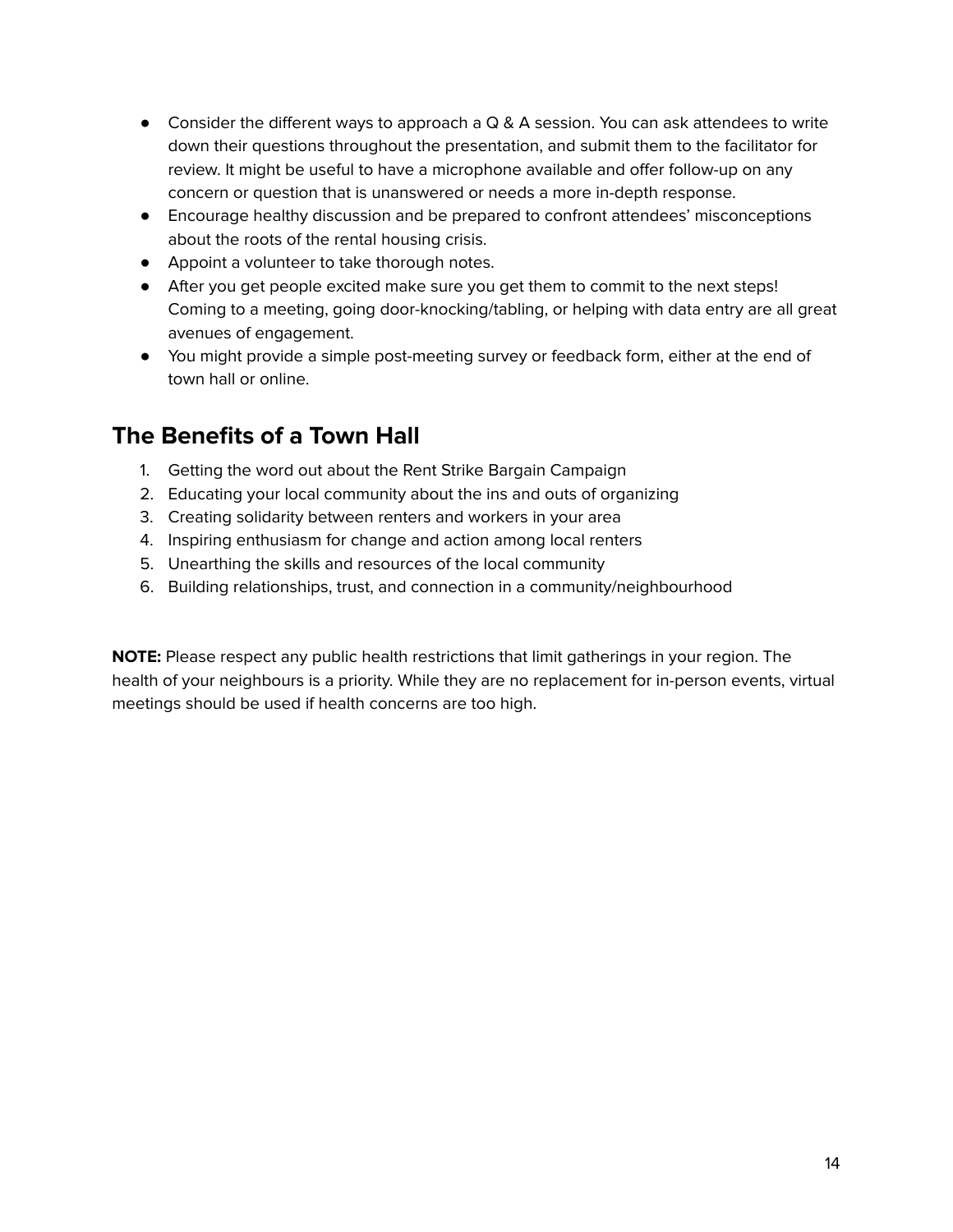- Consider the different ways to approach a Q & A session. You can ask attendees to write down their questions throughout the presentation, and submit them to the facilitator for review. It might be useful to have a microphone available and offer follow-up on any concern or question that is unanswered or needs a more in-depth response.
- Encourage healthy discussion and be prepared to confront attendees' misconceptions about the roots of the rental housing crisis.
- Appoint a volunteer to take thorough notes.
- After you get people excited make sure you get them to commit to the next steps! Coming to a meeting, going door-knocking/tabling, or helping with data entry are all great avenues of engagement.
- You might provide a simple post-meeting survey or feedback form, either at the end of town hall or online.

## The Benefits of a Town Hall

1. Getting the word out about the Rent Strike Bargain Campaign
2. Educating your local community about the ins and outs of organizing
3. Creating solidarity between renters and workers in your area
4. Inspiring enthusiasm for change and action among local renters
5. Unearthing the skills and resources of the local community
6. Building relationships, trust, and connection in a community/neighbourhood

**NOTE:** Please respect any public health restrictions that limit gatherings in your region. The health of your neighbours is a priority. While they are no replacement for in-person events, virtual meetings should be used if health concerns are too high.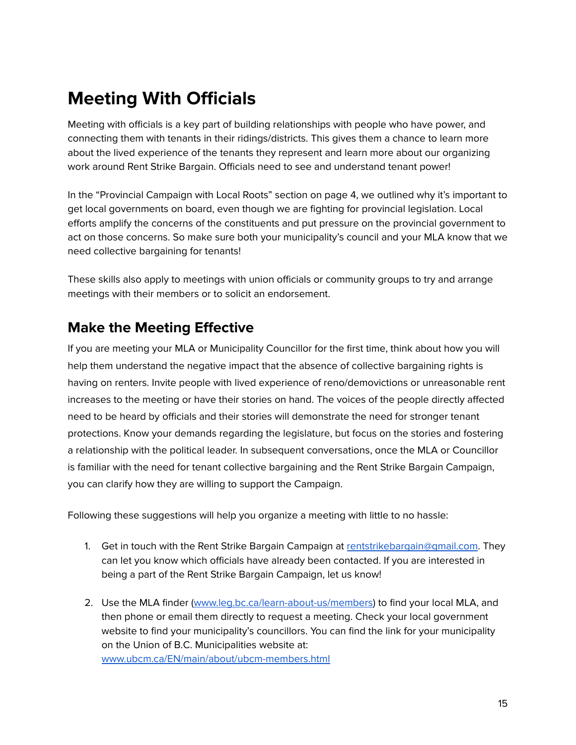# Meeting With Officials

Meeting with officials is a key part of building relationships with people who have power, and connecting them with tenants in their ridings/districts. This gives them a chance to learn more about the lived experience of the tenants they represent and learn more about our organizing work around Rent Strike Bargain. Officials need to see and understand tenant power!

In the "Provincial Campaign with Local Roots" section on page 4, we outlined why it's important to get local governments on board, even though we are fighting for provincial legislation. Local efforts amplify the concerns of the constituents and put pressure on the provincial government to act on those concerns. So make sure both your municipality's council and your MLA know that we need collective bargaining for tenants!

These skills also apply to meetings with union officials or community groups to try and arrange meetings with their members or to solicit an endorsement.

## Make the Meeting Effective

If you are meeting your MLA or Municipality Councillor for the first time, think about how you will help them understand the negative impact that the absence of collective bargaining rights is having on renters. Invite people with lived experience of reno/demovictions or unreasonable rent increases to the meeting or have their stories on hand. The voices of the people directly affected need to be heard by officials and their stories will demonstrate the need for stronger tenant protections. Know your demands regarding the legislature, but focus on the stories and fostering a relationship with the political leader. In subsequent conversations, once the MLA or Councillor is familiar with the need for tenant collective bargaining and the Rent Strike Bargain Campaign, you can clarify how they are willing to support the Campaign.

Following these suggestions will help you organize a meeting with little to no hassle:

1. Get in touch with the Rent Strike Bargain Campaign at [rentstrikebargain@gmail.com](mailto:rentstrikebargain@gmail.com). They can let you know which officials have already been contacted. If you are interested in being a part of the Rent Strike Bargain Campaign, let us know!

2. Use the MLA finder ([www.leg.bc.ca/learn-about-us/members](http://www.leg.bc.ca/learn-about-us/members)) to find your local MLA, and then phone or email them directly to request a meeting. Check your local government website to find your municipality's councillors. You can find the link for your municipality on the Union of B.C. Municipalities website at: [www.ubcm.ca/EN/main/about/ubcm-members.html](http://www.ubcm.ca/EN/main/about/ubcm-members.html)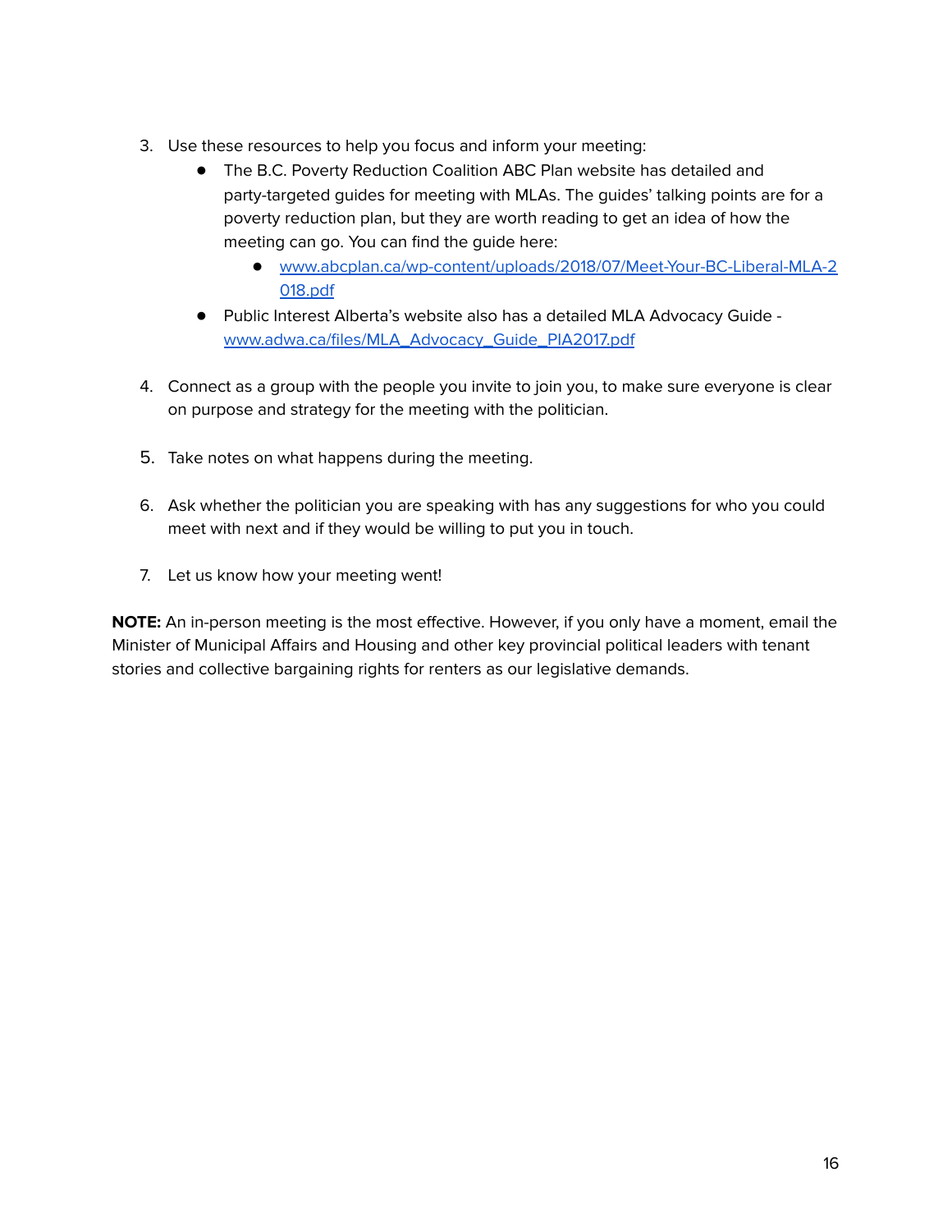3. Use these resources to help you focus and inform your meeting:
    - The B.C. Poverty Reduction Coalition ABC Plan website has detailed and party-targeted guides for meeting with MLAs. The guides' talking points are for a poverty reduction plan, but they are worth reading to get an idea of how the meeting can go. You can find the guide here:
        - www.abcplan.ca/wp-content/uploads/2018/07/Meet-Your-BC-Liberal-MLA-2018.pdf
    - Public Interest Alberta's website also has a detailed MLA Advocacy Guide - www.adwa.ca/files/MLA_Advocacy_Guide_PIA2017.pdf

4. Connect as a group with the people you invite to join you, to make sure everyone is clear on purpose and strategy for the meeting with the politician.

5. Take notes on what happens during the meeting.

6. Ask whether the politician you are speaking with has any suggestions for who you could meet with next and if they would be willing to put you in touch.

7. Let us know how your meeting went!

**NOTE:** An in-person meeting is the most effective. However, if you only have a moment, email the Minister of Municipal Affairs and Housing and other key provincial political leaders with tenant stories and collective bargaining rights for renters as our legislative demands.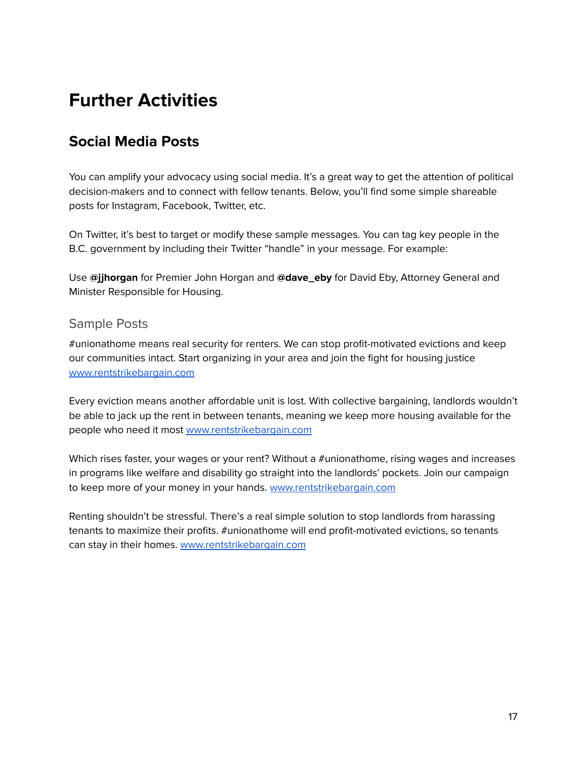# Further Activities

## Social Media Posts

You can amplify your advocacy using social media. It's a great way to get the attention of political decision-makers and to connect with fellow tenants. Below, you'll find some simple shareable posts for Instagram, Facebook, Twitter, etc.

On Twitter, it's best to target or modify these sample messages. You can tag key people in the B.C. government by including their Twitter "handle" in your message. For example:

Use **@jjhorgan** for Premier John Horgan and **@dave_eby** for David Eby, Attorney General and Minister Responsible for Housing.

### Sample Posts

#unionathome means real security for renters. We can stop profit-motivated evictions and keep our communities intact. Start organizing in your area and join the fight for housing justice [www.rentstrikebargain.com](http://www.rentstrikebargain.com)

Every eviction means another affordable unit is lost. With collective bargaining, landlords wouldn't be able to jack up the rent in between tenants, meaning we keep more housing available for the people who need it most [www.rentstrikebargain.com](http://www.rentstrikebargain.com)

Which rises faster, your wages or your rent? Without a #unionathome, rising wages and increases in programs like welfare and disability go straight into the landlords' pockets. Join our campaign to keep more of your money in your hands. [www.rentstrikebargain.com](http://www.rentstrikebargain.com)

Renting shouldn't be stressful. There's a real simple solution to stop landlords from harassing tenants to maximize their profits. #unionathome will end profit-motivated evictions, so tenants can stay in their homes. [www.rentstrikebargain.com](http://www.rentstrikebargain.com)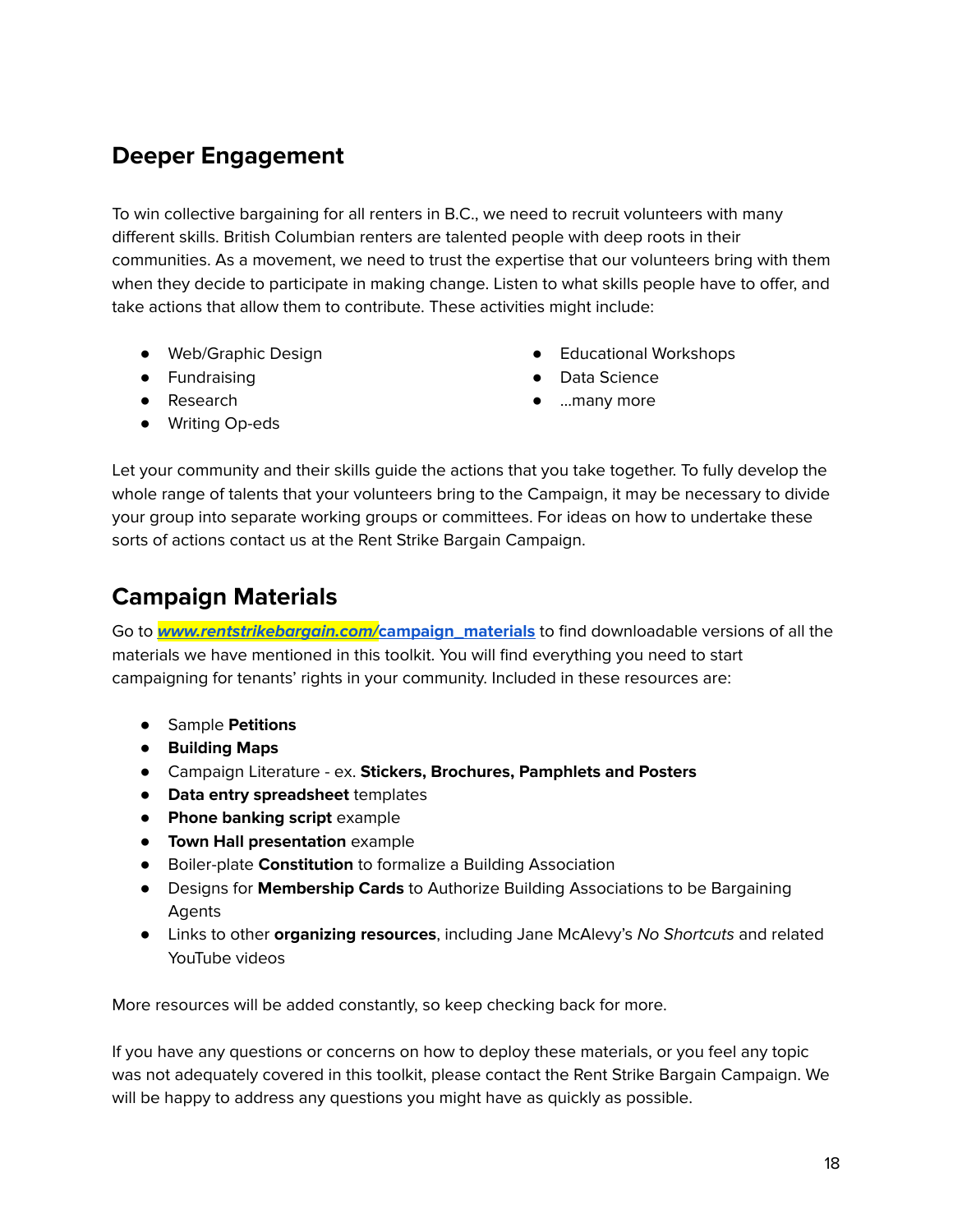## Deeper Engagement

To win collective bargaining for all renters in B.C., we need to recruit volunteers with many different skills. British Columbian renters are talented people with deep roots in their communities. As a movement, we need to trust the expertise that our volunteers bring with them when they decide to participate in making change. Listen to what skills people have to offer, and take actions that allow them to contribute. These activities might include:

- Web/Graphic Design
- Fundraising
- Research
- Writing Op-eds
- Educational Workshops
- Data Science
- ...many more

Let your community and their skills guide the actions that you take together. To fully develop the whole range of talents that your volunteers bring to the Campaign, it may be necessary to divide your group into separate working groups or committees. For ideas on how to undertake these sorts of actions contact us at the Rent Strike Bargain Campaign.

## Campaign Materials

Go to [***www.rentstrikebargain.com/*****campaign_materials**](www.rentstrikebargain.com/campaign_materials) to find downloadable versions of all the materials we have mentioned in this toolkit. You will find everything you need to start campaigning for tenants' rights in your community. Included in these resources are:

- Sample **Petitions**
- **Building Maps**
- Campaign Literature - ex. **Stickers, Brochures, Pamphlets and Posters**
- **Data entry spreadsheet** templates
- **Phone banking script** example
- **Town Hall presentation** example
- Boiler-plate **Constitution** to formalize a Building Association
- Designs for **Membership Cards** to Authorize Building Associations to be Bargaining Agents
- Links to other **organizing resources**, including Jane McAlevy's *No Shortcuts* and related YouTube videos

More resources will be added constantly, so keep checking back for more.

If you have any questions or concerns on how to deploy these materials, or you feel any topic was not adequately covered in this toolkit, please contact the Rent Strike Bargain Campaign. We will be happy to address any questions you might have as quickly as possible.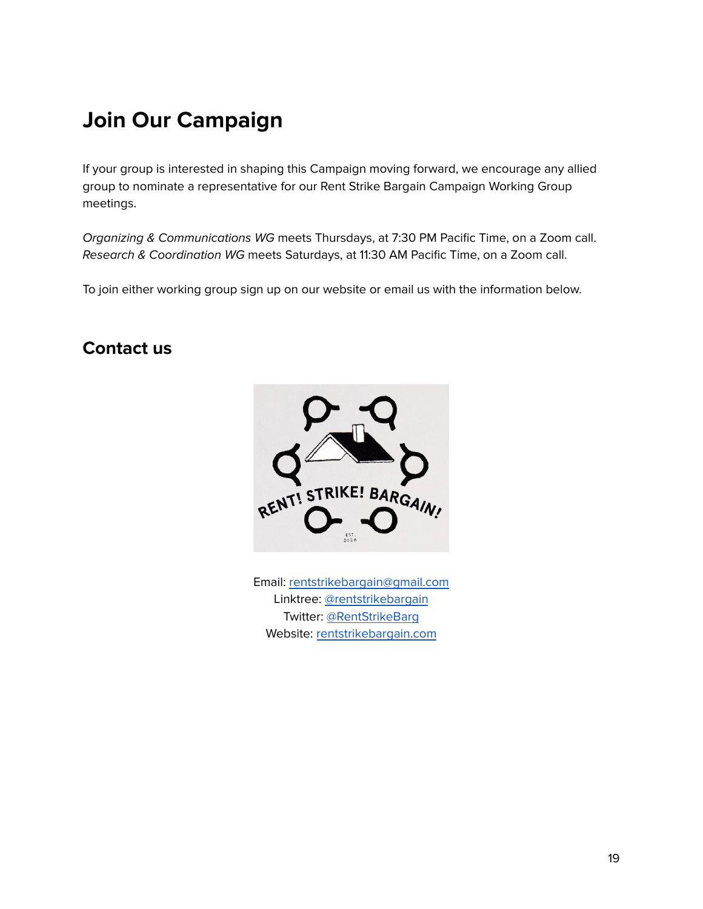# Join Our Campaign

If your group is interested in shaping this Campaign moving forward, we encourage any allied group to nominate a representative for our Rent Strike Bargain Campaign Working Group meetings.

*Organizing & Communications WG* meets Thursdays, at 7:30 PM Pacific Time, on a Zoom call.
*Research & Coordination WG* meets Saturdays, at 11:30 AM Pacific Time, on a Zoom call.

To join either working group sign up on our website or email us with the information below.

## Contact us

Email: rentstrikebargain@gmail.com
Linktree: @rentstrikebargain
Twitter: @RentStrikeBarg
Website: rentstrikebargain.com